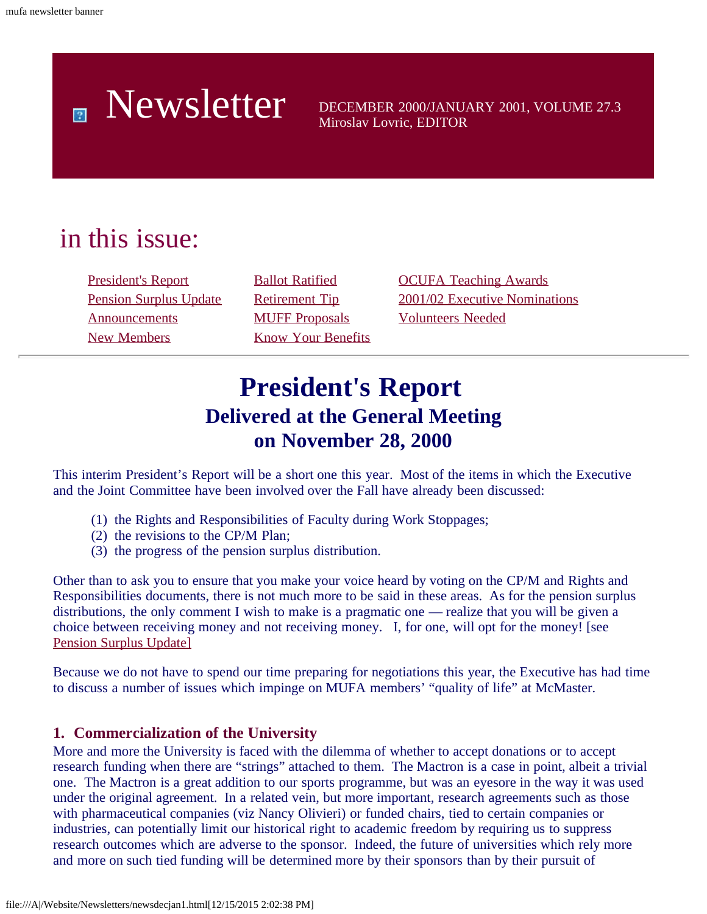mufa newsletter banner

# Newsletter

DECEMBER 2000/JANUARY 2001, VOLUME 27.3
Miroslav Lovric, EDITOR

## in this issue:

| | | |
|---|---|---|
| President's Report | Ballot Ratified | OCUFA Teaching Awards |
| Pension Surplus Update | Retirement Tip | 2001/02 Executive Nominations |
| Announcements | MUFF Proposals | Volunteers Needed |
| New Members | Know Your Benefits | |

---

# President's Report

## Delivered at the General Meeting on November 28, 2000

This interim President's Report will be a short one this year. Most of the items in which the Executive and the Joint Committee have been involved over the Fall have already been discussed:

(1) the Rights and Responsibilities of Faculty during Work Stoppages;
(2) the revisions to the CP/M Plan;
(3) the progress of the pension surplus distribution.

Other than to ask you to ensure that you make your voice heard by voting on the CP/M and Rights and Responsibilities documents, there is not much more to be said in these areas. As for the pension surplus distributions, the only comment I wish to make is a pragmatic one — realize that you will be given a choice between receiving money and not receiving money. I, for one, will opt for the money! [see Pension Surplus Update]

Because we do not have to spend our time preparing for negotiations this year, the Executive has had time to discuss a number of issues which impinge on MUFA members' "quality of life" at McMaster.

### 1. Commercialization of the University

More and more the University is faced with the dilemma of whether to accept donations or to accept research funding when there are "strings" attached to them. The Mactron is a case in point, albeit a trivial one. The Mactron is a great addition to our sports programme, but was an eyesore in the way it was used under the original agreement. In a related vein, but more important, research agreements such as those with pharmaceutical companies (viz Nancy Olivieri) or funded chairs, tied to certain companies or industries, can potentially limit our historical right to academic freedom by requiring us to suppress research outcomes which are adverse to the sponsor. Indeed, the future of universities which rely more and more on such tied funding will be determined more by their sponsors than by their pursuit of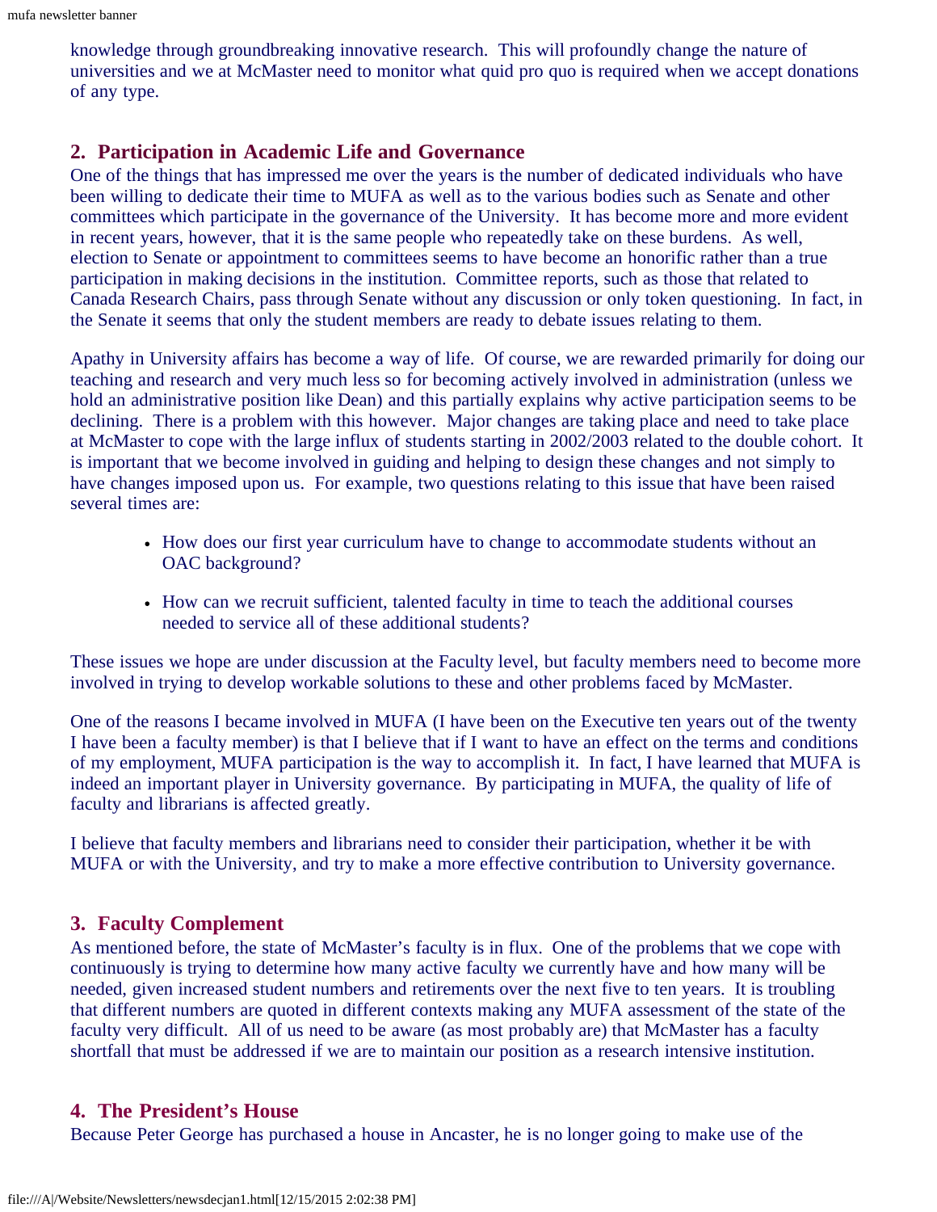knowledge through groundbreaking innovative research. This will profoundly change the nature of universities and we at McMaster need to monitor what quid pro quo is required when we accept donations of any type.

## 2. Participation in Academic Life and Governance

One of the things that has impressed me over the years is the number of dedicated individuals who have been willing to dedicate their time to MUFA as well as to the various bodies such as Senate and other committees which participate in the governance of the University. It has become more and more evident in recent years, however, that it is the same people who repeatedly take on these burdens. As well, election to Senate or appointment to committees seems to have become an honorific rather than a true participation in making decisions in the institution. Committee reports, such as those that related to Canada Research Chairs, pass through Senate without any discussion or only token questioning. In fact, in the Senate it seems that only the student members are ready to debate issues relating to them.

Apathy in University affairs has become a way of life. Of course, we are rewarded primarily for doing our teaching and research and very much less so for becoming actively involved in administration (unless we hold an administrative position like Dean) and this partially explains why active participation seems to be declining. There is a problem with this however. Major changes are taking place and need to take place at McMaster to cope with the large influx of students starting in 2002/2003 related to the double cohort. It is important that we become involved in guiding and helping to design these changes and not simply to have changes imposed upon us. For example, two questions relating to this issue that have been raised several times are:

- How does our first year curriculum have to change to accommodate students without an OAC background?
- How can we recruit sufficient, talented faculty in time to teach the additional courses needed to service all of these additional students?

These issues we hope are under discussion at the Faculty level, but faculty members need to become more involved in trying to develop workable solutions to these and other problems faced by McMaster.

One of the reasons I became involved in MUFA (I have been on the Executive ten years out of the twenty I have been a faculty member) is that I believe that if I want to have an effect on the terms and conditions of my employment, MUFA participation is the way to accomplish it. In fact, I have learned that MUFA is indeed an important player in University governance. By participating in MUFA, the quality of life of faculty and librarians is affected greatly.

I believe that faculty members and librarians need to consider their participation, whether it be with MUFA or with the University, and try to make a more effective contribution to University governance.

## 3. Faculty Complement

As mentioned before, the state of McMaster's faculty is in flux. One of the problems that we cope with continuously is trying to determine how many active faculty we currently have and how many will be needed, given increased student numbers and retirements over the next five to ten years. It is troubling that different numbers are quoted in different contexts making any MUFA assessment of the state of the faculty very difficult. All of us need to be aware (as most probably are) that McMaster has a faculty shortfall that must be addressed if we are to maintain our position as a research intensive institution.

## 4. The President's House

Because Peter George has purchased a house in Ancaster, he is no longer going to make use of the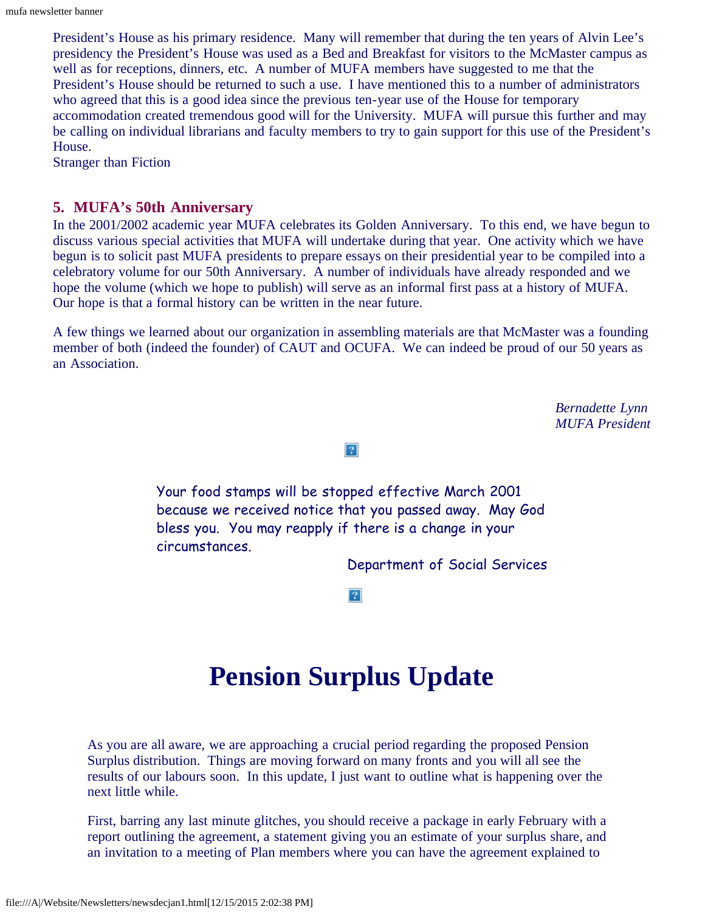President's House as his primary residence. Many will remember that during the ten years of Alvin Lee's presidency the President's House was used as a Bed and Breakfast for visitors to the McMaster campus as well as for receptions, dinners, etc. A number of MUFA members have suggested to me that the President's House should be returned to such a use. I have mentioned this to a number of administrators who agreed that this is a good idea since the previous ten-year use of the House for temporary accommodation created tremendous good will for the University. MUFA will pursue this further and may be calling on individual librarians and faculty members to try to gain support for this use of the President's House.

Stranger than Fiction

### 5. MUFA's 50th Anniversary

In the 2001/2002 academic year MUFA celebrates its Golden Anniversary. To this end, we have begun to discuss various special activities that MUFA will undertake during that year. One activity which we have begun is to solicit past MUFA presidents to prepare essays on their presidential year to be compiled into a celebratory volume for our 50th Anniversary. A number of individuals have already responded and we hope the volume (which we hope to publish) will serve as an informal first pass at a history of MUFA. Our hope is that a formal history can be written in the near future.

A few things we learned about our organization in assembling materials are that McMaster was a founding member of both (indeed the founder) of CAUT and OCUFA. We can indeed be proud of our 50 years as an Association.

*Bernadette Lynn*
*MUFA President*

Your food stamps will be stopped effective March 2001 because we received notice that you passed away. May God bless you. You may reapply if there is a change in your circumstances.

Department of Social Services

# Pension Surplus Update

As you are all aware, we are approaching a crucial period regarding the proposed Pension Surplus distribution. Things are moving forward on many fronts and you will all see the results of our labours soon. In this update, I just want to outline what is happening over the next little while.

First, barring any last minute glitches, you should receive a package in early February with a report outlining the agreement, a statement giving you an estimate of your surplus share, and an invitation to a meeting of Plan members where you can have the agreement explained to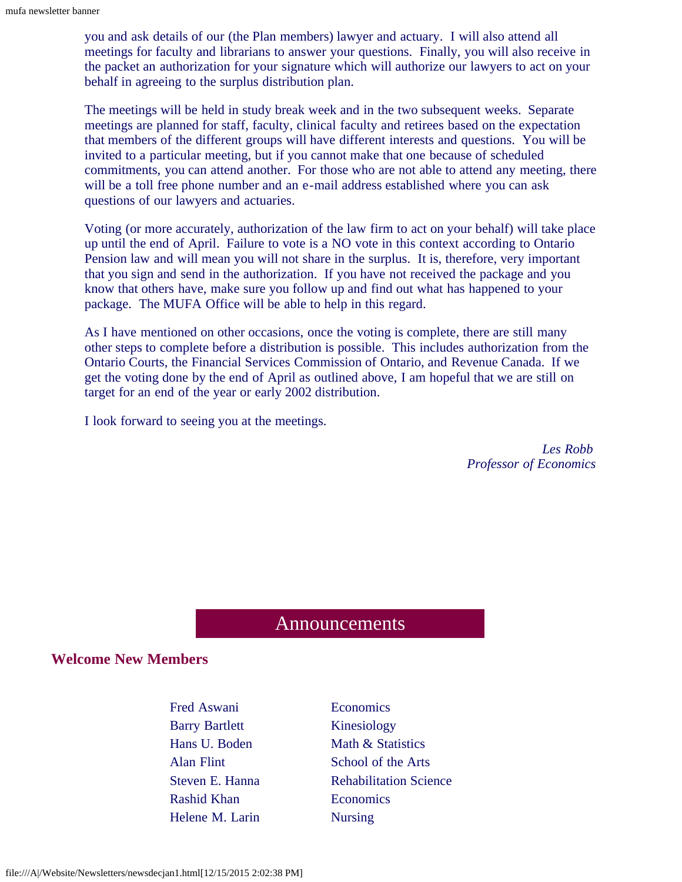you and ask details of our (the Plan members) lawyer and actuary. I will also attend all meetings for faculty and librarians to answer your questions. Finally, you will also receive in the packet an authorization for your signature which will authorize our lawyers to act on your behalf in agreeing to the surplus distribution plan.

The meetings will be held in study break week and in the two subsequent weeks. Separate meetings are planned for staff, faculty, clinical faculty and retirees based on the expectation that members of the different groups will have different interests and questions. You will be invited to a particular meeting, but if you cannot make that one because of scheduled commitments, you can attend another. For those who are not able to attend any meeting, there will be a toll free phone number and an e-mail address established where you can ask questions of our lawyers and actuaries.

Voting (or more accurately, authorization of the law firm to act on your behalf) will take place up until the end of April. Failure to vote is a NO vote in this context according to Ontario Pension law and will mean you will not share in the surplus. It is, therefore, very important that you sign and send in the authorization. If you have not received the package and you know that others have, make sure you follow up and find out what has happened to your package. The MUFA Office will be able to help in this regard.

As I have mentioned on other occasions, once the voting is complete, there are still many other steps to complete before a distribution is possible. This includes authorization from the Ontario Courts, the Financial Services Commission of Ontario, and Revenue Canada. If we get the voting done by the end of April as outlined above, I am hopeful that we are still on target for an end of the year or early 2002 distribution.

I look forward to seeing you at the meetings.

*Les Robb*
*Professor of Economics*

# Announcements

## Welcome New Members

| | |
|---|---|
| Fred Aswani | Economics |
| Barry Bartlett | Kinesiology |
| Hans U. Boden | Math & Statistics |
| Alan Flint | School of the Arts |
| Steven E. Hanna | Rehabilitation Science |
| Rashid Khan | Economics |
| Helene M. Larin | Nursing |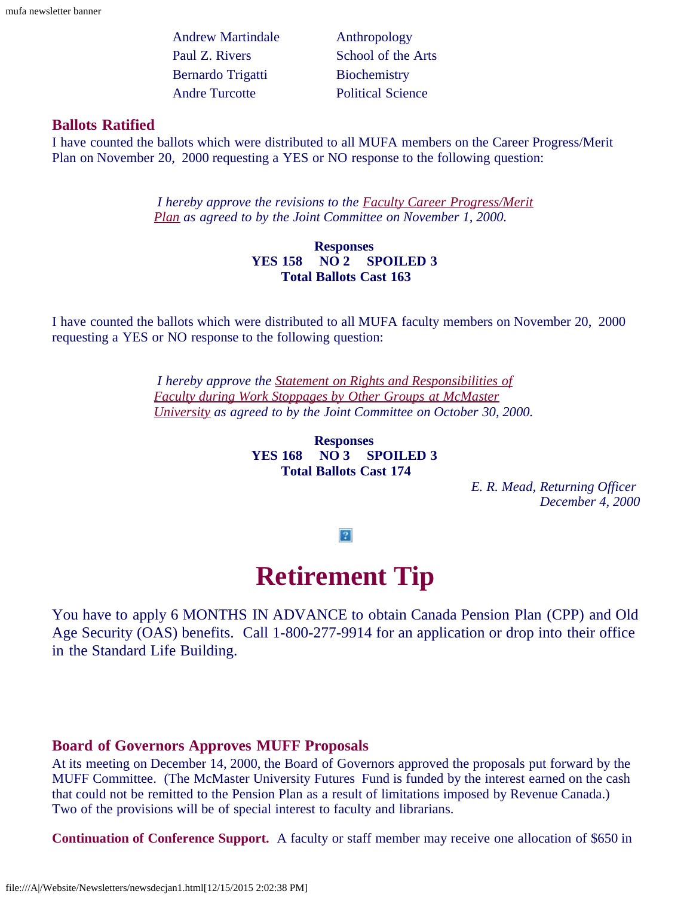| | |
|---|---|
| Andrew Martindale | Anthropology |
| Paul Z. Rivers | School of the Arts |
| Bernardo Trigatti | Biochemistry |
| Andre Turcotte | Political Science |

### Ballots Ratified

I have counted the ballots which were distributed to all MUFA members on the Career Progress/Merit Plan on November 20, 2000 requesting a YES or NO response to the following question:

> *I hereby approve the revisions to the Faculty Career Progress/Merit Plan as agreed to by the Joint Committee on November 1, 2000.*

**Responses**
**YES 158 NO 2 SPOILED 3**
**Total Ballots Cast 163**

I have counted the ballots which were distributed to all MUFA faculty members on November 20, 2000 requesting a YES or NO response to the following question:

> *I hereby approve the Statement on Rights and Responsibilities of Faculty during Work Stoppages by Other Groups at McMaster University as agreed to by the Joint Committee on October 30, 2000.*

**Responses**
**YES 168 NO 3 SPOILED 3**
**Total Ballots Cast 174**

*E. R. Mead, Returning Officer*
*December 4, 2000*

# Retirement Tip

You have to apply 6 MONTHS IN ADVANCE to obtain Canada Pension Plan (CPP) and Old Age Security (OAS) benefits. Call 1-800-277-9914 for an application or drop into their office in the Standard Life Building.

### Board of Governors Approves MUFF Proposals

At its meeting on December 14, 2000, the Board of Governors approved the proposals put forward by the MUFF Committee. (The McMaster University Futures Fund is funded by the interest earned on the cash that could not be remitted to the Pension Plan as a result of limitations imposed by Revenue Canada.) Two of the provisions will be of special interest to faculty and librarians.

**Continuation of Conference Support.** A faculty or staff member may receive one allocation of $650 in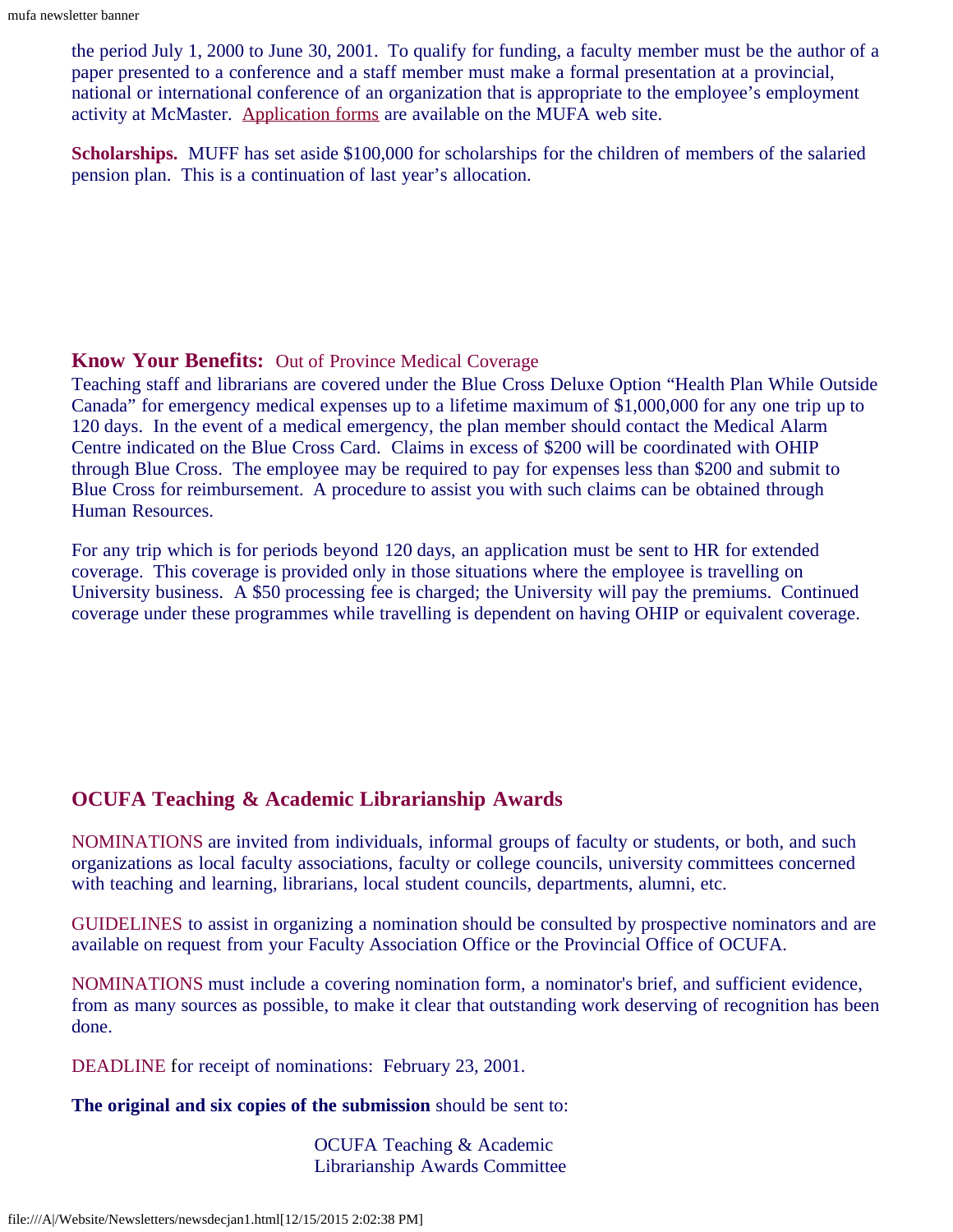the period July 1, 2000 to June 30, 2001. To qualify for funding, a faculty member must be the author of a paper presented to a conference and a staff member must make a formal presentation at a provincial, national or international conference of an organization that is appropriate to the employee's employment activity at McMaster. Application forms are available on the MUFA web site.

**Scholarships.** MUFF has set aside $100,000 for scholarships for the children of members of the salaried pension plan. This is a continuation of last year's allocation.

## Know Your Benefits: Out of Province Medical Coverage

Teaching staff and librarians are covered under the Blue Cross Deluxe Option "Health Plan While Outside Canada" for emergency medical expenses up to a lifetime maximum of $1,000,000 for any one trip up to 120 days. In the event of a medical emergency, the plan member should contact the Medical Alarm Centre indicated on the Blue Cross Card. Claims in excess of $200 will be coordinated with OHIP through Blue Cross. The employee may be required to pay for expenses less than $200 and submit to Blue Cross for reimbursement. A procedure to assist you with such claims can be obtained through Human Resources.

For any trip which is for periods beyond 120 days, an application must be sent to HR for extended coverage. This coverage is provided only in those situations where the employee is travelling on University business. A $50 processing fee is charged; the University will pay the premiums. Continued coverage under these programmes while travelling is dependent on having OHIP or equivalent coverage.

## OCUFA Teaching & Academic Librarianship Awards

NOMINATIONS are invited from individuals, informal groups of faculty or students, or both, and such organizations as local faculty associations, faculty or college councils, university committees concerned with teaching and learning, librarians, local student councils, departments, alumni, etc.

GUIDELINES to assist in organizing a nomination should be consulted by prospective nominators and are available on request from your Faculty Association Office or the Provincial Office of OCUFA.

NOMINATIONS must include a covering nomination form, a nominator's brief, and sufficient evidence, from as many sources as possible, to make it clear that outstanding work deserving of recognition has been done.

DEADLINE for receipt of nominations: February 23, 2001.

**The original and six copies of the submission** should be sent to:

OCUFA Teaching & Academic
Librarianship Awards Committee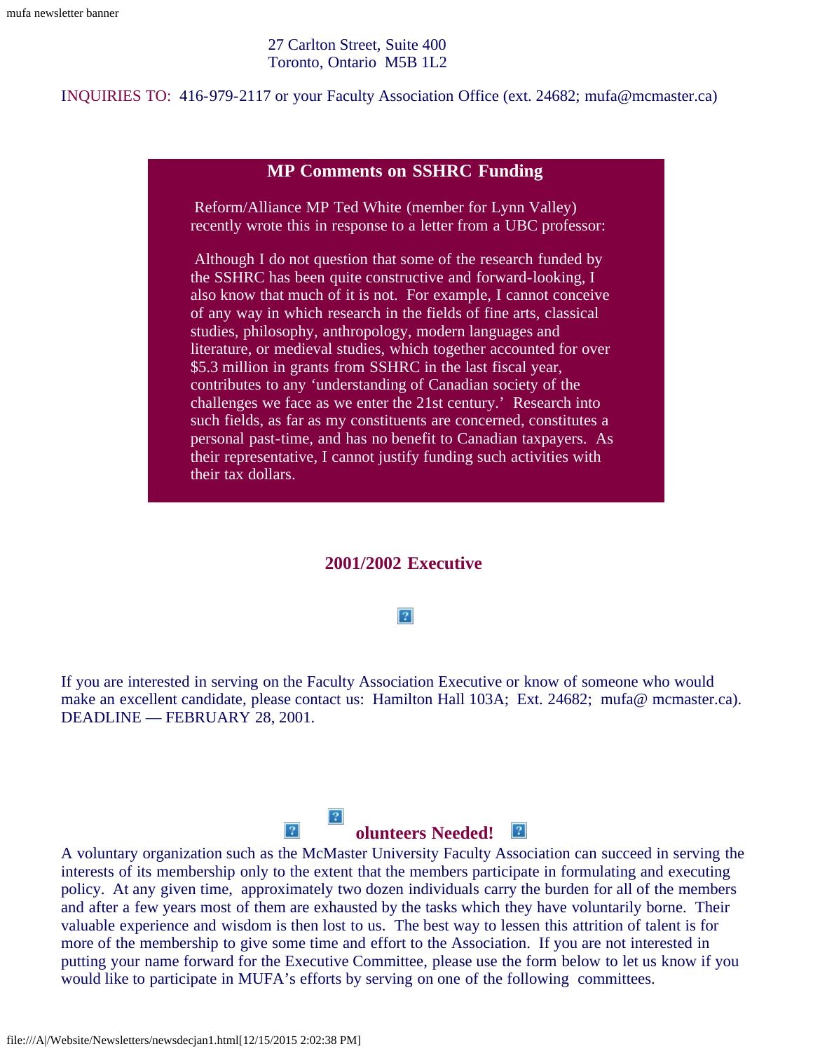mufa newsletter banner

27 Carlton Street, Suite 400
Toronto, Ontario M5B 1L2

INQUIRIES TO: 416-979-2117 or your Faculty Association Office (ext. 24682; mufa@mcmaster.ca)

## MP Comments on SSHRC Funding

Reform/Alliance MP Ted White (member for Lynn Valley) recently wrote this in response to a letter from a UBC professor:

Although I do not question that some of the research funded by the SSHRC has been quite constructive and forward-looking, I also know that much of it is not. For example, I cannot conceive of any way in which research in the fields of fine arts, classical studies, philosophy, anthropology, modern languages and literature, or medieval studies, which together accounted for over $5.3 million in grants from SSHRC in the last fiscal year, contributes to any 'understanding of Canadian society of the challenges we face as we enter the 21st century.' Research into such fields, as far as my constituents are concerned, constitutes a personal past-time, and has no benefit to Canadian taxpayers. As their representative, I cannot justify funding such activities with their tax dollars.

## 2001/2002 Executive

If you are interested in serving on the Faculty Association Executive or know of someone who would make an excellent candidate, please contact us: Hamilton Hall 103A; Ext. 24682; mufa@ mcmaster.ca). DEADLINE — FEBRUARY 28, 2001.

## olunteers Needed!

A voluntary organization such as the McMaster University Faculty Association can succeed in serving the interests of its membership only to the extent that the members participate in formulating and executing policy. At any given time, approximately two dozen individuals carry the burden for all of the members and after a few years most of them are exhausted by the tasks which they have voluntarily borne. Their valuable experience and wisdom is then lost to us. The best way to lessen this attrition of talent is for more of the membership to give some time and effort to the Association. If you are not interested in putting your name forward for the Executive Committee, please use the form below to let us know if you would like to participate in MUFA's efforts by serving on one of the following committees.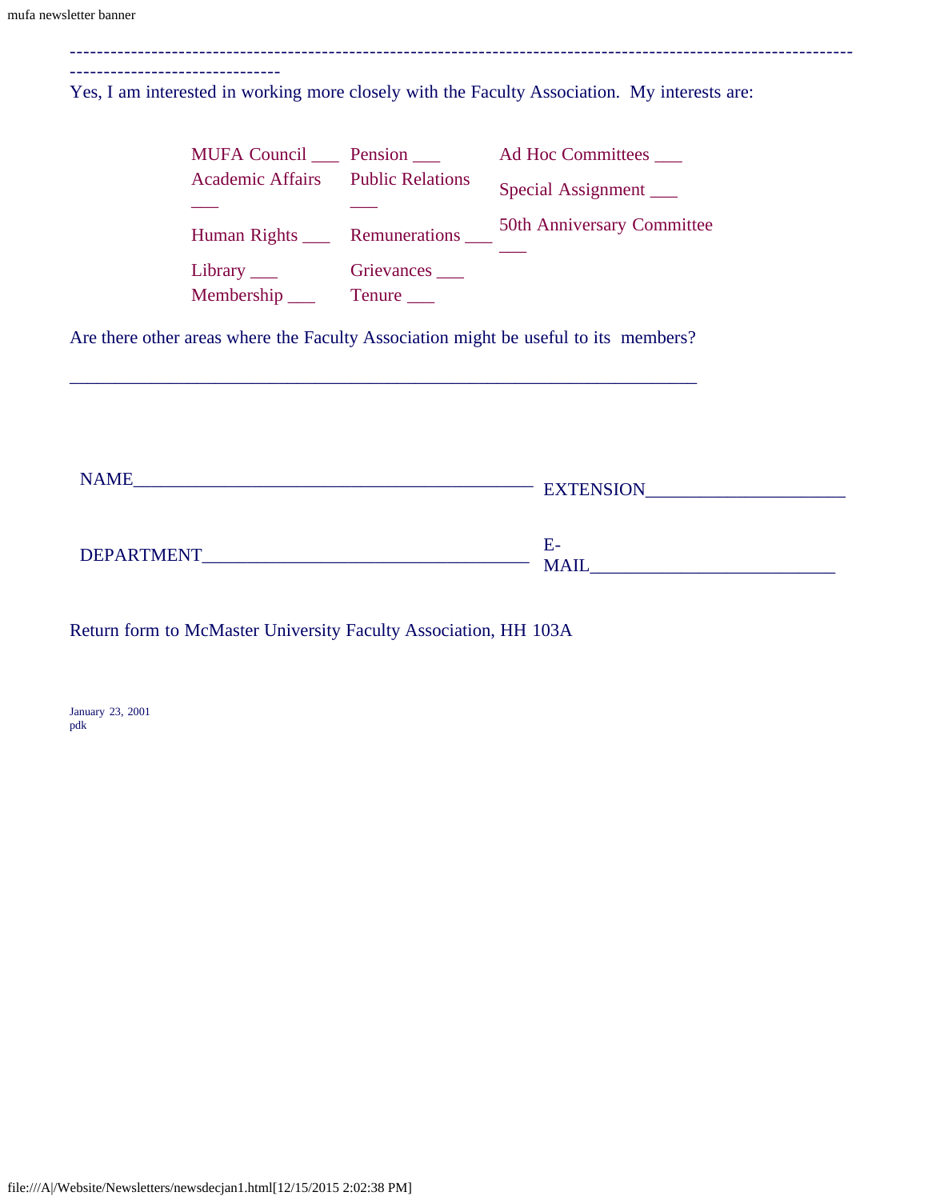-------------------------------------------------------------------------------------------------------------------------------------------

Yes, I am interested in working more closely with the Faculty Association. My interests are:

| | | |
|---|---|---|
| MUFA Council ___ | Pension ___ | Ad Hoc Committees ___ |
| Academic Affairs ___ | Public Relations ___ | Special Assignment ___ |
| Human Rights ___ | Remunerations ___ | 50th Anniversary Committee ___ |
| Library ___ | Grievances ___ | |
| Membership ___ | Tenure ___ | |

Are there other areas where the Faculty Association might be useful to its members?

_________________________________________________________________

NAME__________________________________________ EXTENSION_____________________

DEPARTMENT____________________________________ E-MAIL__________________________

Return form to McMaster University Faculty Association, HH 103A

January 23, 2001
pdk